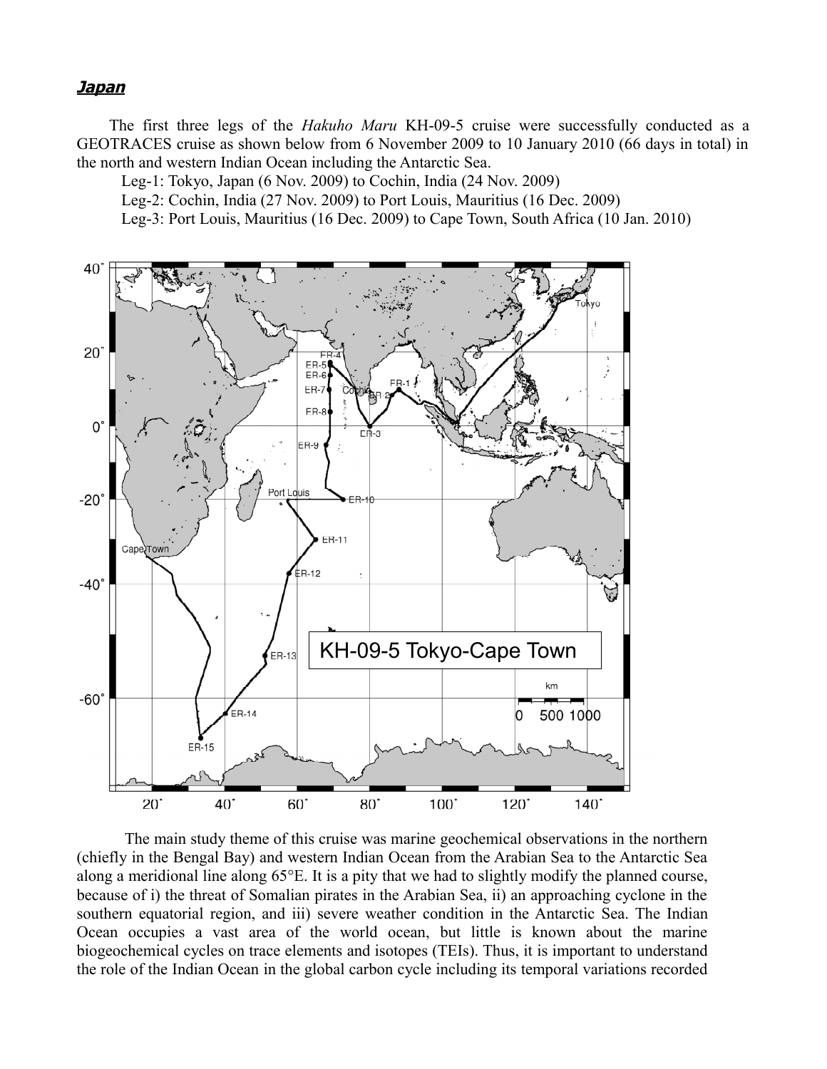## ***Japan***

The first three legs of the *Hakuho Maru* KH-09-5 cruise were successfully conducted as a GEOTRACES cruise as shown below from 6 November 2009 to 10 January 2010 (66 days in total) in the north and western Indian Ocean including the Antarctic Sea.

Leg-1: Tokyo, Japan (6 Nov. 2009) to Cochin, India (24 Nov. 2009)

Leg-2: Cochin, India (27 Nov. 2009) to Port Louis, Mauritius (16 Dec. 2009)

Leg-3: Port Louis, Mauritius (16 Dec. 2009) to Cape Town, South Africa (10 Jan. 2010)

The main study theme of this cruise was marine geochemical observations in the northern (chiefly in the Bengal Bay) and western Indian Ocean from the Arabian Sea to the Antarctic Sea along a meridional line along 65°E. It is a pity that we had to slightly modify the planned course, because of i) the threat of Somalian pirates in the Arabian Sea, ii) an approaching cyclone in the southern equatorial region, and iii) severe weather condition in the Antarctic Sea. The Indian Ocean occupies a vast area of the world ocean, but little is known about the marine biogeochemical cycles on trace elements and isotopes (TEIs). Thus, it is important to understand the role of the Indian Ocean in the global carbon cycle including its temporal variations recorded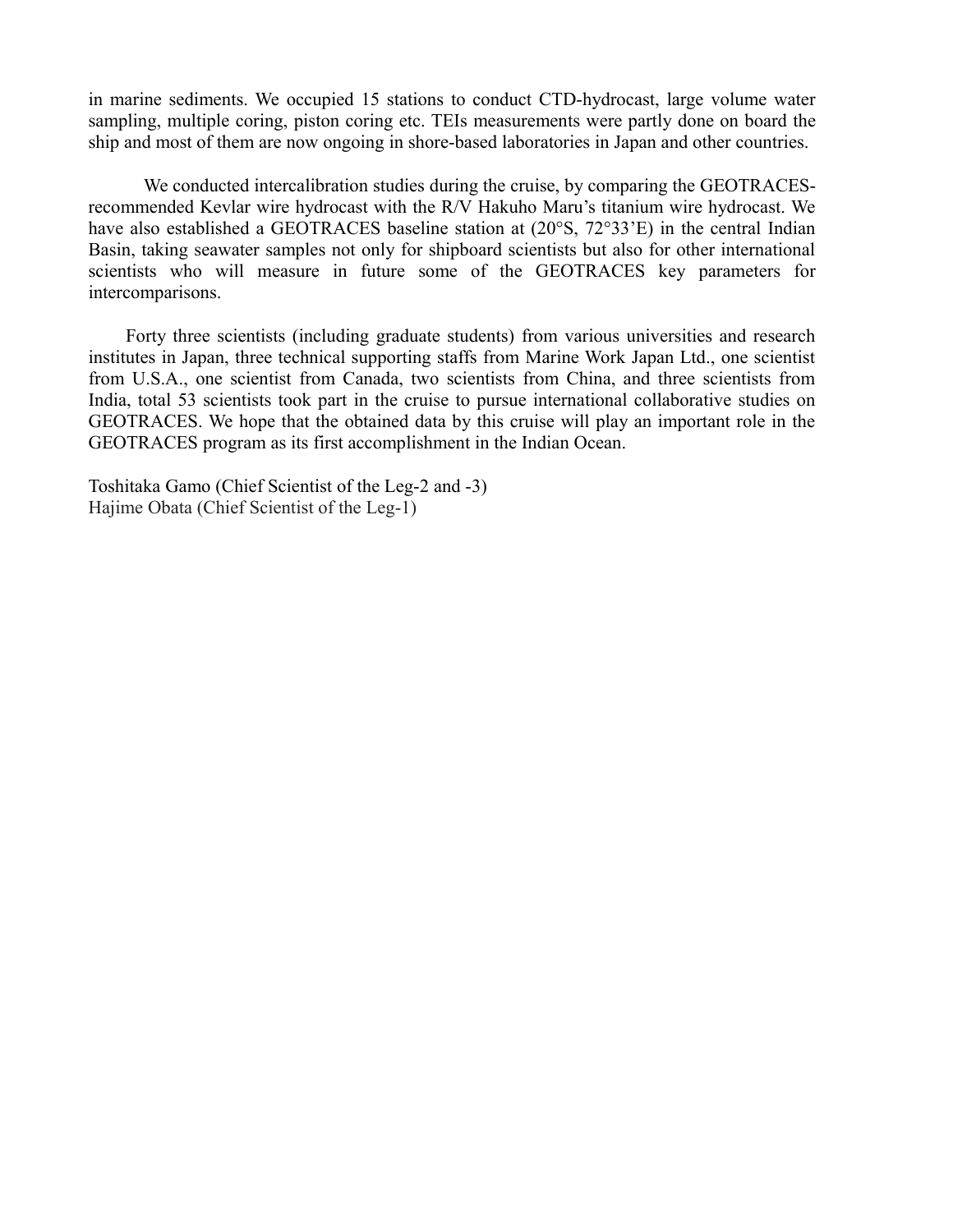in marine sediments. We occupied 15 stations to conduct CTD-hydrocast, large volume water sampling, multiple coring, piston coring etc. TEIs measurements were partly done on board the ship and most of them are now ongoing in shore-based laboratories in Japan and other countries.

We conducted intercalibration studies during the cruise, by comparing the GEOTRACES-recommended Kevlar wire hydrocast with the R/V Hakuho Maru's titanium wire hydrocast. We have also established a GEOTRACES baseline station at (20°S, 72°33'E) in the central Indian Basin, taking seawater samples not only for shipboard scientists but also for other international scientists who will measure in future some of the GEOTRACES key parameters for intercomparisons.

Forty three scientists (including graduate students) from various universities and research institutes in Japan, three technical supporting staffs from Marine Work Japan Ltd., one scientist from U.S.A., one scientist from Canada, two scientists from China, and three scientists from India, total 53 scientists took part in the cruise to pursue international collaborative studies on GEOTRACES. We hope that the obtained data by this cruise will play an important role in the GEOTRACES program as its first accomplishment in the Indian Ocean.

Toshitaka Gamo (Chief Scientist of the Leg-2 and -3)
Hajime Obata (Chief Scientist of the Leg-1)